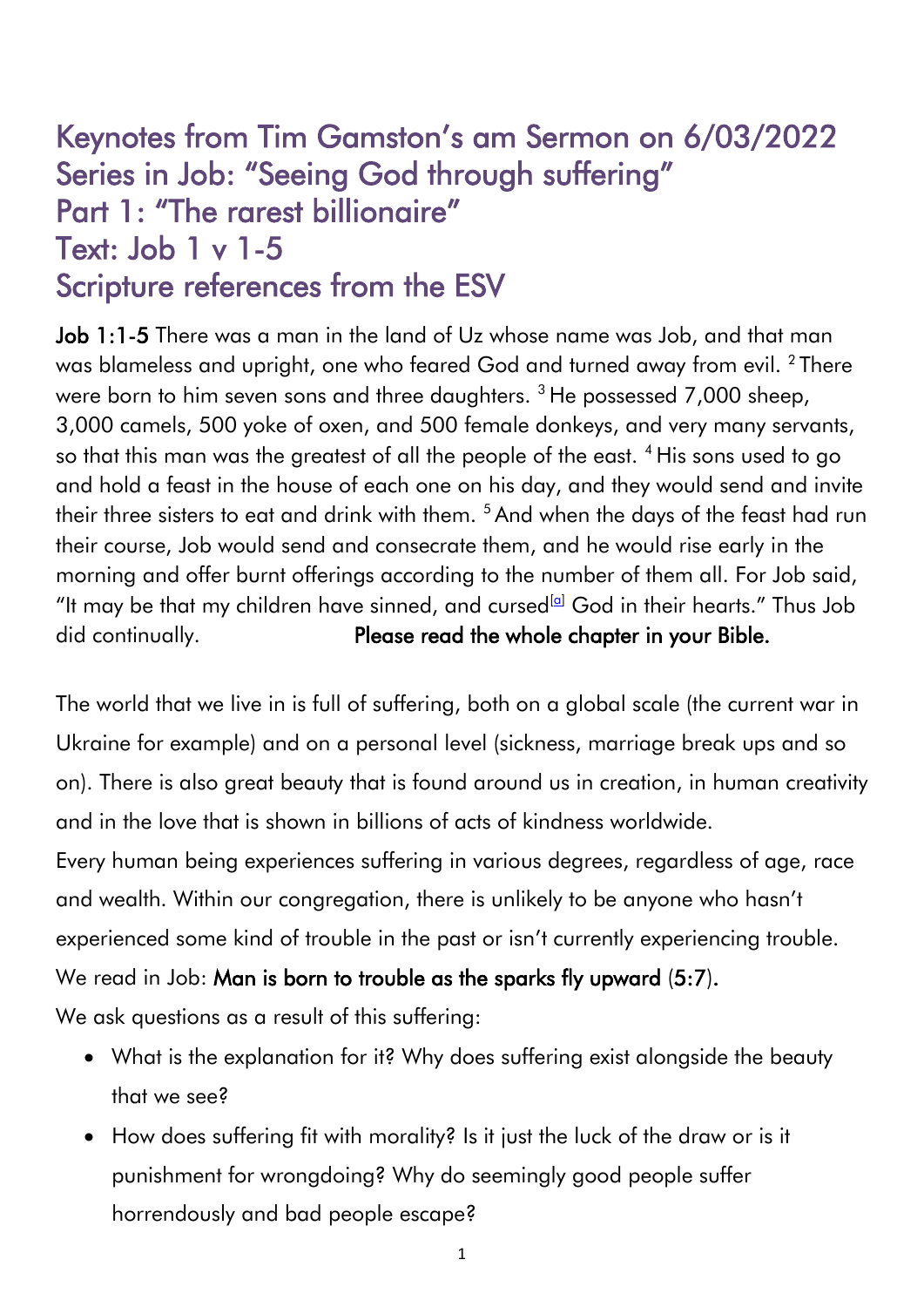# Keynotes from Tim Gamston's am Sermon on 6/03/2022
# Series in Job: "Seeing God through suffering"
# Part 1: "The rarest billionaire"
# Text: Job 1 v 1-5
# Scripture references from the ESV

**Job 1:1-5** There was a man in the land of Uz whose name was Job, and that man was blameless and upright, one who feared God and turned away from evil. [2] There were born to him seven sons and three daughters. [3] He possessed 7,000 sheep, 3,000 camels, 500 yoke of oxen, and 500 female donkeys, and very many servants, so that this man was the greatest of all the people of the east. [4] His sons used to go and hold a feast in the house of each one on his day, and they would send and invite their three sisters to eat and drink with them. [5] And when the days of the feast had run their course, Job would send and consecrate them, and he would rise early in the morning and offer burnt offerings according to the number of them all. For Job said, "It may be that my children have sinned, and cursed[a] God in their hearts." Thus Job did continually. **Please read the whole chapter in your Bible.**

The world that we live in is full of suffering, both on a global scale (the current war in Ukraine for example) and on a personal level (sickness, marriage break ups and so on). There is also great beauty that is found around us in creation, in human creativity and in the love that is shown in billions of acts of kindness worldwide.

Every human being experiences suffering in various degrees, regardless of age, race and wealth. Within our congregation, there is unlikely to be anyone who hasn't experienced some kind of trouble in the past or isn't currently experiencing trouble.

We read in Job: **Man is born to trouble as the sparks fly upward** (5:7).

We ask questions as a result of this suffering:

- What is the explanation for it? Why does suffering exist alongside the beauty that we see?
- How does suffering fit with morality? Is it just the luck of the draw or is it punishment for wrongdoing? Why do seemingly good people suffer horrendously and bad people escape?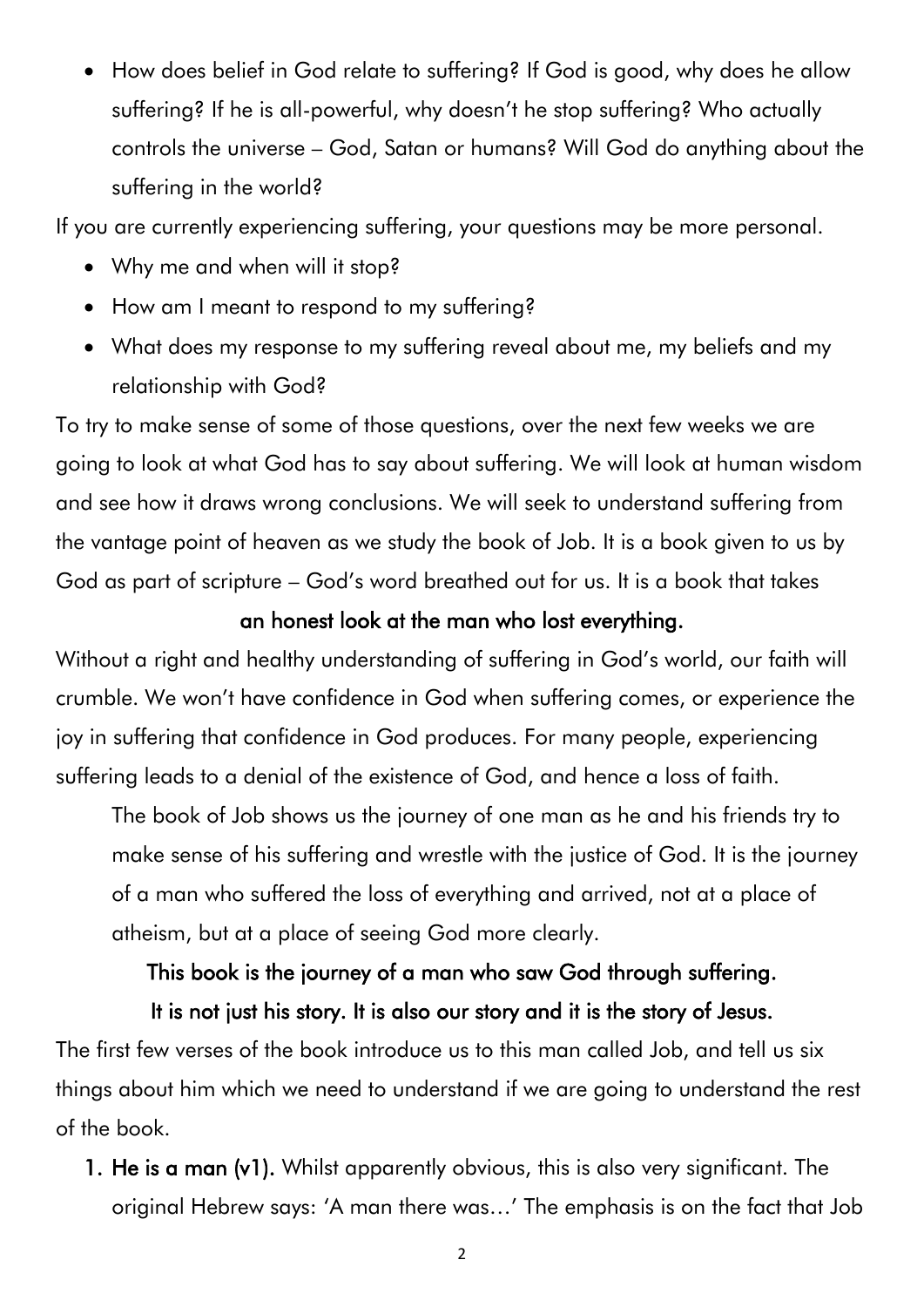- How does belief in God relate to suffering? If God is good, why does he allow suffering? If he is all-powerful, why doesn't he stop suffering? Who actually controls the universe – God, Satan or humans? Will God do anything about the suffering in the world?

If you are currently experiencing suffering, your questions may be more personal.

- Why me and when will it stop?
- How am I meant to respond to my suffering?
- What does my response to my suffering reveal about me, my beliefs and my relationship with God?

To try to make sense of some of those questions, over the next few weeks we are going to look at what God has to say about suffering. We will look at human wisdom and see how it draws wrong conclusions. We will seek to understand suffering from the vantage point of heaven as we study the book of Job. It is a book given to us by God as part of scripture – God's word breathed out for us. It is a book that takes

**an honest look at the man who lost everything.**

Without a right and healthy understanding of suffering in God's world, our faith will crumble. We won't have confidence in God when suffering comes, or experience the joy in suffering that confidence in God produces. For many people, experiencing suffering leads to a denial of the existence of God, and hence a loss of faith.

> The book of Job shows us the journey of one man as he and his friends try to make sense of his suffering and wrestle with the justice of God. It is the journey of a man who suffered the loss of everything and arrived, not at a place of atheism, but at a place of seeing God more clearly.

**This book is the journey of a man who saw God through suffering.**

**It is not just his story. It is also our story and it is the story of Jesus.**

The first few verses of the book introduce us to this man called Job, and tell us six things about him which we need to understand if we are going to understand the rest of the book.

1. **He is a man (v1).** Whilst apparently obvious, this is also very significant. The original Hebrew says: 'A man there was…' The emphasis is on the fact that Job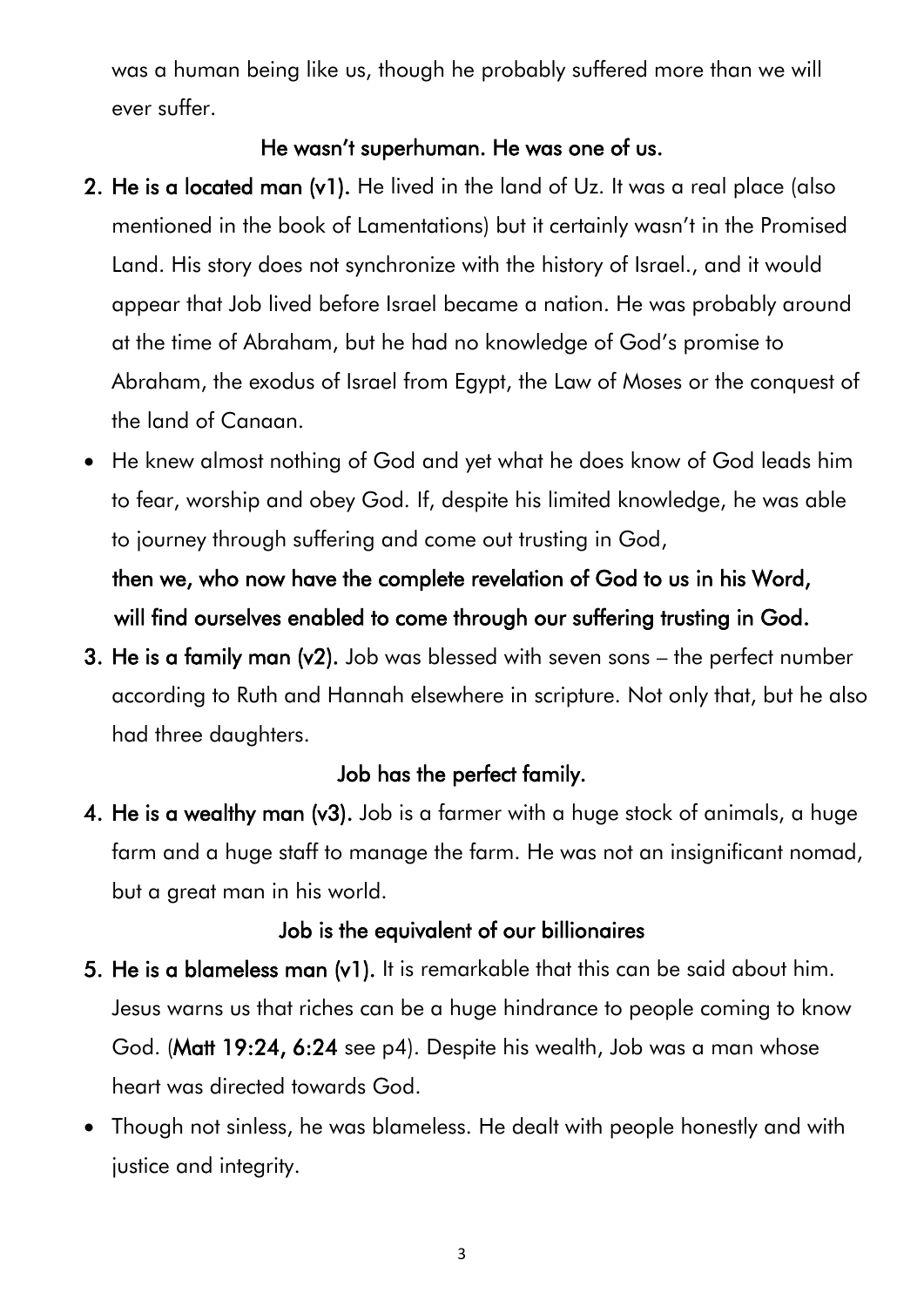was a human being like us, though he probably suffered more than we will ever suffer.

**He wasn't superhuman. He was one of us.**

2. **He is a located man (v1).** He lived in the land of Uz. It was a real place (also mentioned in the book of Lamentations) but it certainly wasn't in the Promised Land. His story does not synchronize with the history of Israel., and it would appear that Job lived before Israel became a nation. He was probably around at the time of Abraham, but he had no knowledge of God's promise to Abraham, the exodus of Israel from Egypt, the Law of Moses or the conquest of the land of Canaan.

- He knew almost nothing of God and yet what he does know of God leads him to fear, worship and obey God. If, despite his limited knowledge, he was able to journey through suffering and come out trusting in God,

  **then we, who now have the complete revelation of God to us in his Word, will find ourselves enabled to come through our suffering trusting in God.**

3. **He is a family man (v2).** Job was blessed with seven sons – the perfect number according to Ruth and Hannah elsewhere in scripture. Not only that, but he also had three daughters.

**Job has the perfect family.**

4. **He is a wealthy man (v3).** Job is a farmer with a huge stock of animals, a huge farm and a huge staff to manage the farm. He was not an insignificant nomad, but a great man in his world.

**Job is the equivalent of our billionaires**

5. **He is a blameless man (v1).** It is remarkable that this can be said about him. Jesus warns us that riches can be a huge hindrance to people coming to know God. (**Matt 19:24, 6:24** see p4). Despite his wealth, Job was a man whose heart was directed towards God.

- Though not sinless, he was blameless. He dealt with people honestly and with justice and integrity.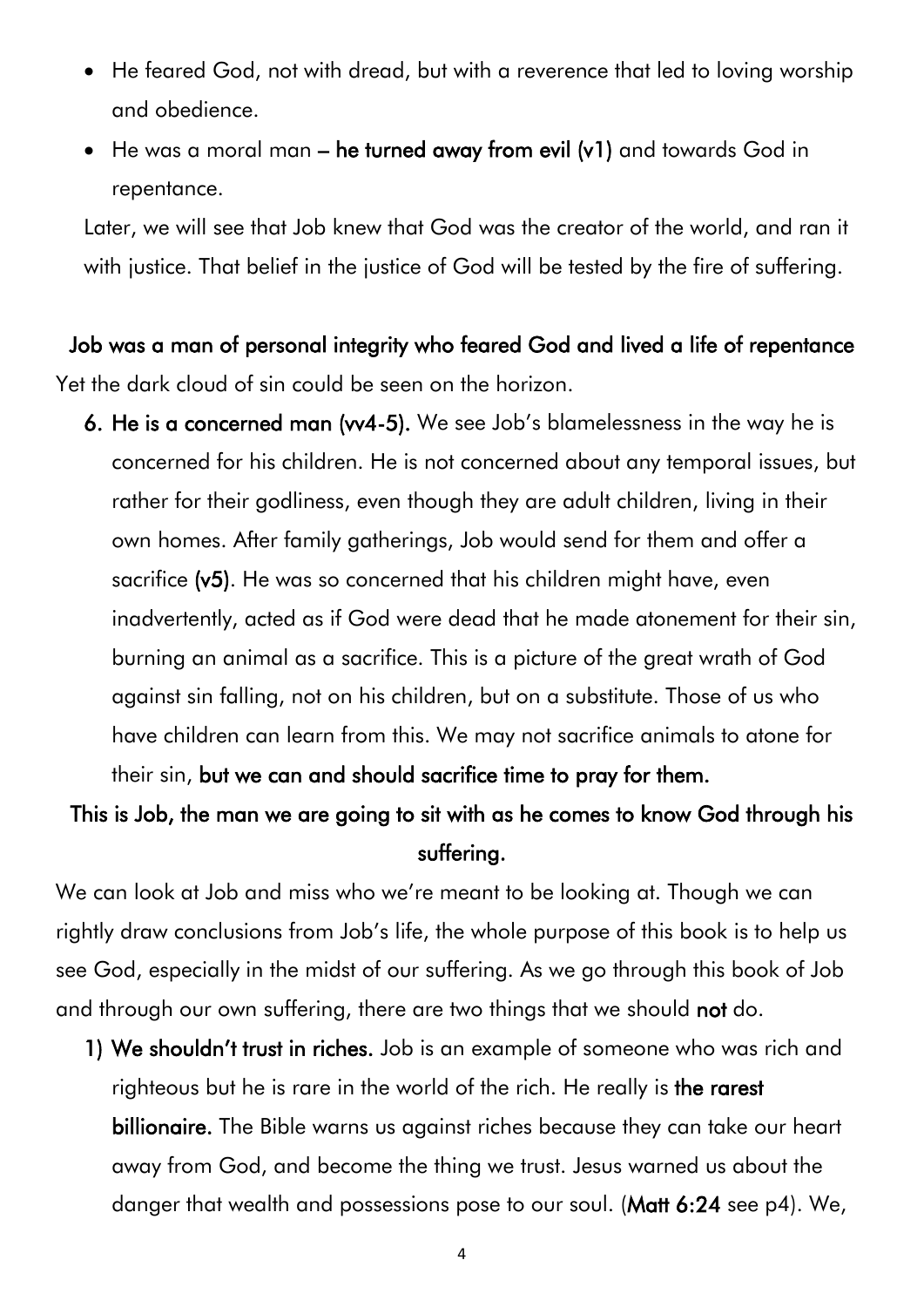- He feared God, not with dread, but with a reverence that led to loving worship and obedience.
- He was a moral man – **he turned away from evil (v1)** and towards God in repentance.

Later, we will see that Job knew that God was the creator of the world, and ran it with justice. That belief in the justice of God will be tested by the fire of suffering.

**Job was a man of personal integrity who feared God and lived a life of repentance**

Yet the dark cloud of sin could be seen on the horizon.

6. **He is a concerned man (vv4-5).** We see Job's blamelessness in the way he is concerned for his children. He is not concerned about any temporal issues, but rather for their godliness, even though they are adult children, living in their own homes. After family gatherings, Job would send for them and offer a sacrifice **(v5)**. He was so concerned that his children might have, even inadvertently, acted as if God were dead that he made atonement for their sin, burning an animal as a sacrifice. This is a picture of the great wrath of God against sin falling, not on his children, but on a substitute. Those of us who have children can learn from this. We may not sacrifice animals to atone for their sin, **but we can and should sacrifice time to pray for them.**

**This is Job, the man we are going to sit with as he comes to know God through his suffering.**

We can look at Job and miss who we're meant to be looking at. Though we can rightly draw conclusions from Job's life, the whole purpose of this book is to help us see God, especially in the midst of our suffering. As we go through this book of Job and through our own suffering, there are two things that we should **not** do.

1) **We shouldn't trust in riches.** Job is an example of someone who was rich and righteous but he is rare in the world of the rich. He really is **the rarest billionaire.** The Bible warns us against riches because they can take our heart away from God, and become the thing we trust. Jesus warned us about the danger that wealth and possessions pose to our soul. (**Matt 6:24** see p4). We,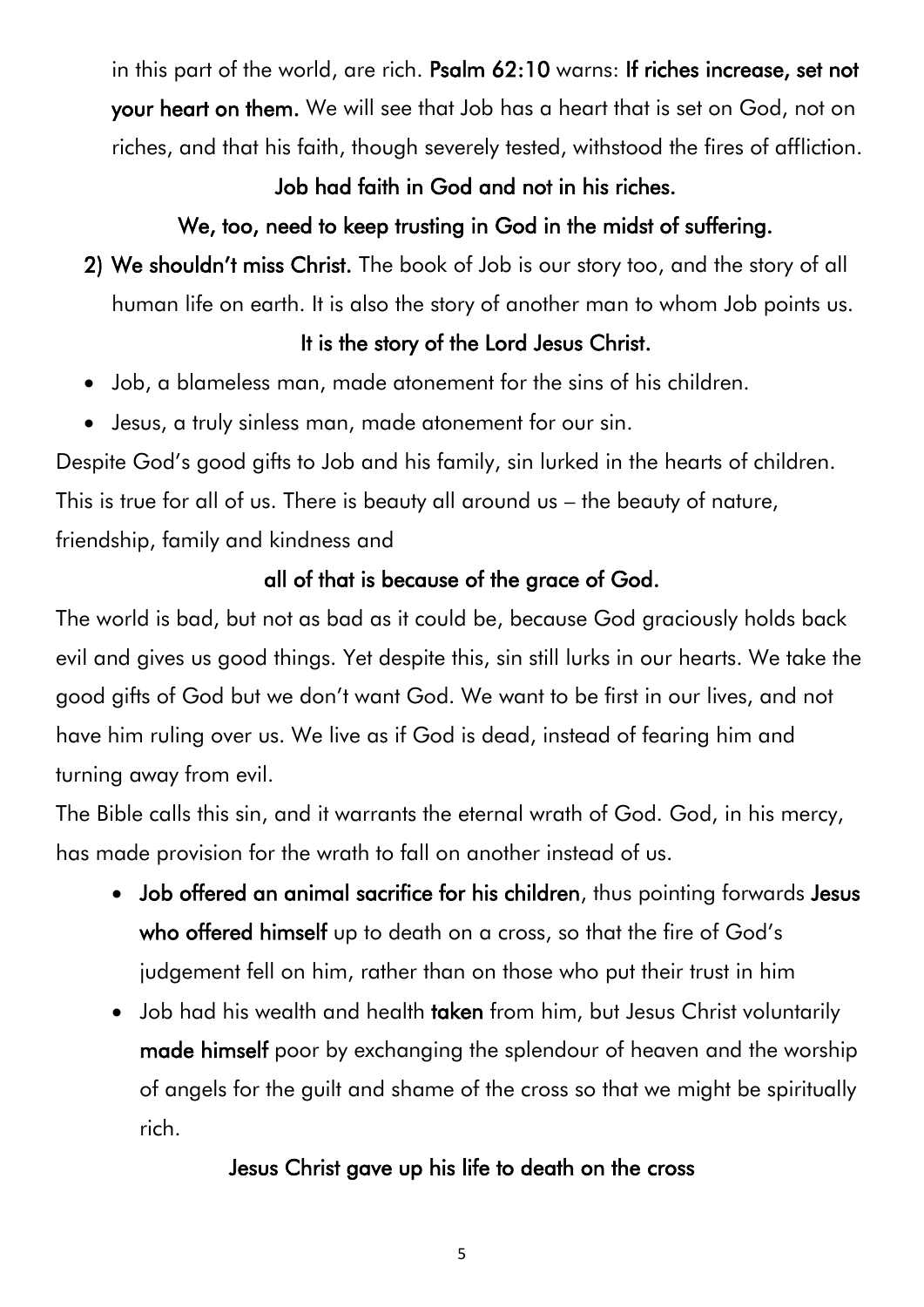in this part of the world, are rich. **Psalm 62:10** warns: **If riches increase, set not your heart on them.** We will see that Job has a heart that is set on God, not on riches, and that his faith, though severely tested, withstood the fires of affliction.

**Job had faith in God and not in his riches.**

**We, too, need to keep trusting in God in the midst of suffering.**

2) **We shouldn't miss Christ.** The book of Job is our story too, and the story of all human life on earth. It is also the story of another man to whom Job points us.

**It is the story of the Lord Jesus Christ.**

- Job, a blameless man, made atonement for the sins of his children.
- Jesus, a truly sinless man, made atonement for our sin.

Despite God's good gifts to Job and his family, sin lurked in the hearts of children. This is true for all of us. There is beauty all around us – the beauty of nature, friendship, family and kindness and

**all of that is because of the grace of God.**

The world is bad, but not as bad as it could be, because God graciously holds back evil and gives us good things. Yet despite this, sin still lurks in our hearts. We take the good gifts of God but we don't want God. We want to be first in our lives, and not have him ruling over us. We live as if God is dead, instead of fearing him and turning away from evil.

The Bible calls this sin, and it warrants the eternal wrath of God. God, in his mercy, has made provision for the wrath to fall on another instead of us.

- **Job offered an animal sacrifice for his children**, thus pointing forwards **Jesus who offered himself** up to death on a cross, so that the fire of God's judgement fell on him, rather than on those who put their trust in him
- Job had his wealth and health **taken** from him, but Jesus Christ voluntarily **made himself** poor by exchanging the splendour of heaven and the worship of angels for the guilt and shame of the cross so that we might be spiritually rich.

**Jesus Christ gave up his life to death on the cross**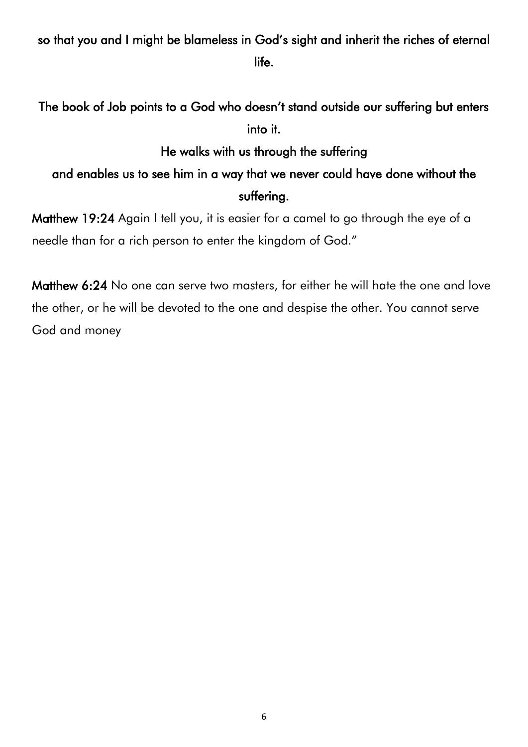**so that you and I might be blameless in God's sight and inherit the riches of eternal life.**

**The book of Job points to a God who doesn't stand outside our suffering but enters into it.**

**He walks with us through the suffering**

**and enables us to see him in a way that we never could have done without the suffering.**

**Matthew 19:24** Again I tell you, it is easier for a camel to go through the eye of a needle than for a rich person to enter the kingdom of God."

**Matthew 6:24** No one can serve two masters, for either he will hate the one and love the other, or he will be devoted to the one and despise the other. You cannot serve God and money